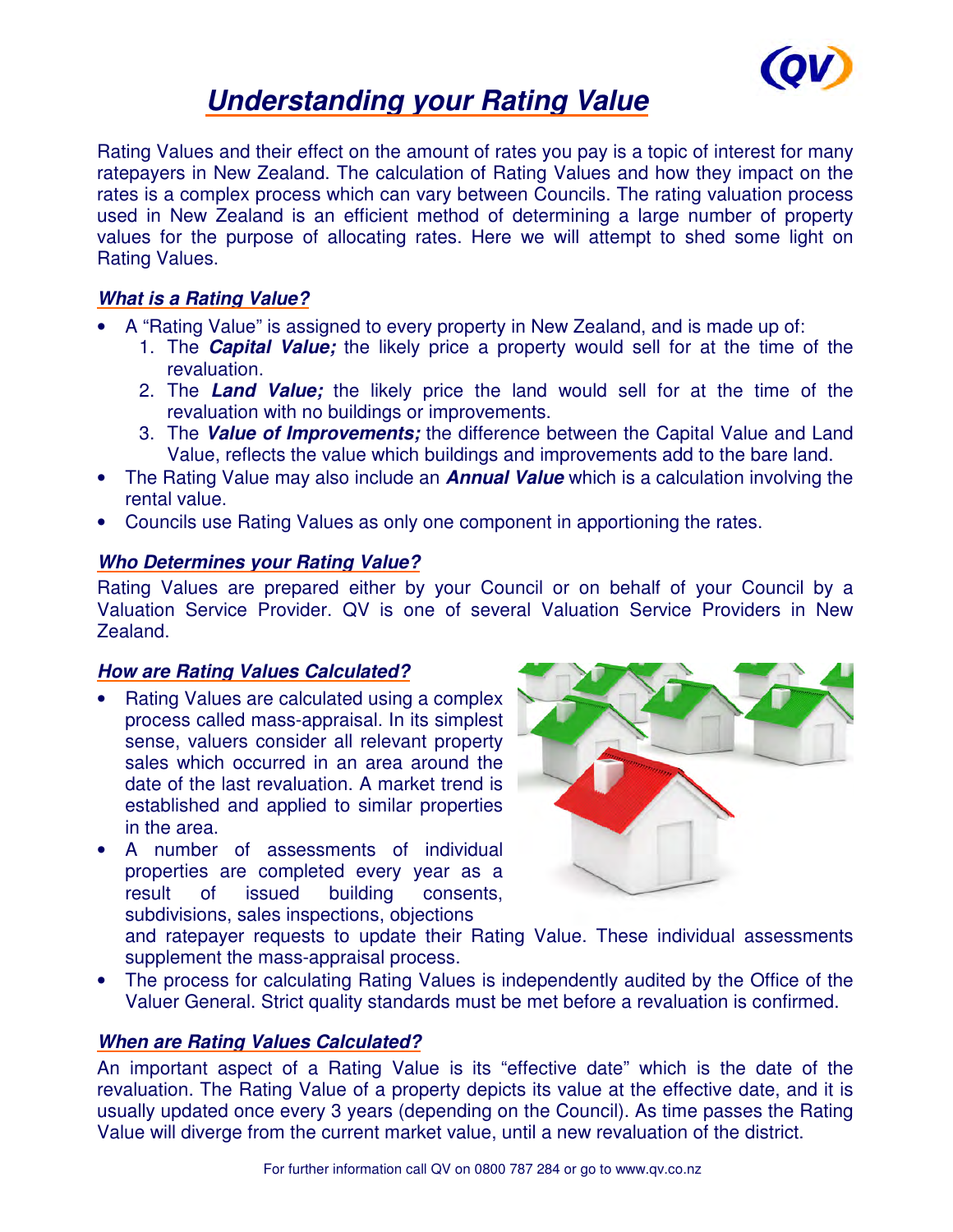# Understanding your Rating Value

Rating Values and their effect on the amount of rates you pay is a topic of interest for many ratepayers in New Zealand. The calculation of Rating Values and how they impact on the rates is a complex process which can vary between Councils. The rating valuation process used in New Zealand is an efficient method of determining a large number of property values for the purpose of allocating rates. Here we will attempt to shed some light on Rating Values.

## *What is a Rating Value?*

- A "Rating Value" is assigned to every property in New Zealand, and is made up of:
  1. The ***Capital Value;*** the likely price a property would sell for at the time of the revaluation.
  2. The ***Land Value;*** the likely price the land would sell for at the time of the revaluation with no buildings or improvements.
  3. The ***Value of Improvements;*** the difference between the Capital Value and Land Value, reflects the value which buildings and improvements add to the bare land.
- The Rating Value may also include an ***Annual Value*** which is a calculation involving the rental value.
- Councils use Rating Values as only one component in apportioning the rates.

## *Who Determines your Rating Value?*

Rating Values are prepared either by your Council or on behalf of your Council by a Valuation Service Provider. QV is one of several Valuation Service Providers in New Zealand.

## *How are Rating Values Calculated?*

- Rating Values are calculated using a complex process called mass-appraisal. In its simplest sense, valuers consider all relevant property sales which occurred in an area around the date of the last revaluation. A market trend is established and applied to similar properties in the area.
- A number of assessments of individual properties are completed every year as a result of issued building consents, subdivisions, sales inspections, objections and ratepayer requests to update their Rating Value. These individual assessments supplement the mass-appraisal process.
- The process for calculating Rating Values is independently audited by the Office of the Valuer General. Strict quality standards must be met before a revaluation is confirmed.

## *When are Rating Values Calculated?*

An important aspect of a Rating Value is its "effective date" which is the date of the revaluation. The Rating Value of a property depicts its value at the effective date, and it is usually updated once every 3 years (depending on the Council). As time passes the Rating Value will diverge from the current market value, until a new revaluation of the district.

For further information call QV on 0800 787 284 or go to www.qv.co.nz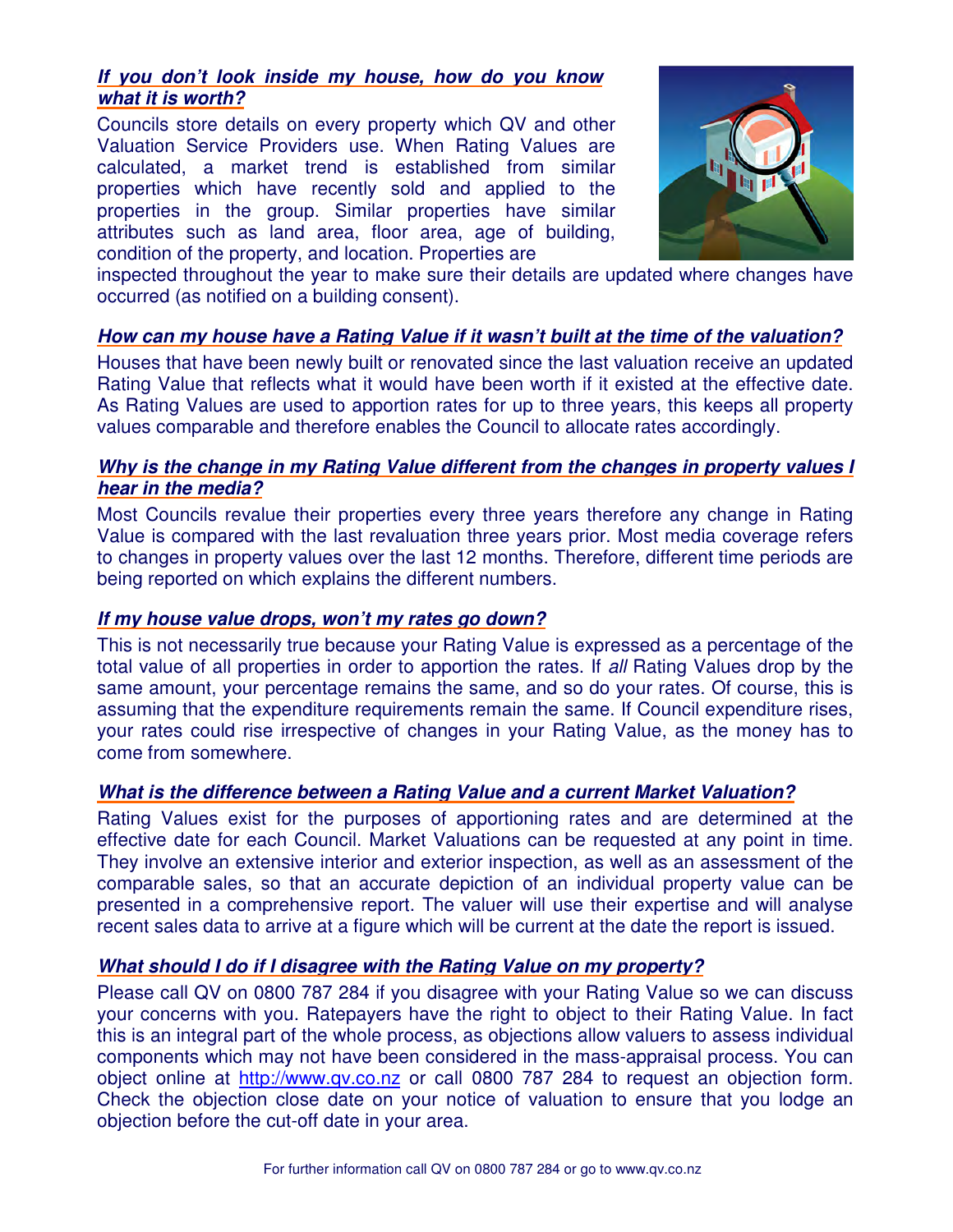### ***If you don't look inside my house, how do you know what it is worth?***

Councils store details on every property which QV and other Valuation Service Providers use. When Rating Values are calculated, a market trend is established from similar properties which have recently sold and applied to the properties in the group. Similar properties have similar attributes such as land area, floor area, age of building, condition of the property, and location. Properties are inspected throughout the year to make sure their details are updated where changes have occurred (as notified on a building consent).

### ***How can my house have a Rating Value if it wasn't built at the time of the valuation?***

Houses that have been newly built or renovated since the last valuation receive an updated Rating Value that reflects what it would have been worth if it existed at the effective date. As Rating Values are used to apportion rates for up to three years, this keeps all property values comparable and therefore enables the Council to allocate rates accordingly.

### ***Why is the change in my Rating Value different from the changes in property values I hear in the media?***

Most Councils revalue their properties every three years therefore any change in Rating Value is compared with the last revaluation three years prior. Most media coverage refers to changes in property values over the last 12 months. Therefore, different time periods are being reported on which explains the different numbers.

### ***If my house value drops, won't my rates go down?***

This is not necessarily true because your Rating Value is expressed as a percentage of the total value of all properties in order to apportion the rates. If *all* Rating Values drop by the same amount, your percentage remains the same, and so do your rates. Of course, this is assuming that the expenditure requirements remain the same. If Council expenditure rises, your rates could rise irrespective of changes in your Rating Value, as the money has to come from somewhere.

### ***What is the difference between a Rating Value and a current Market Valuation?***

Rating Values exist for the purposes of apportioning rates and are determined at the effective date for each Council. Market Valuations can be requested at any point in time. They involve an extensive interior and exterior inspection, as well as an assessment of the comparable sales, so that an accurate depiction of an individual property value can be presented in a comprehensive report. The valuer will use their expertise and will analyse recent sales data to arrive at a figure which will be current at the date the report is issued.

### ***What should I do if I disagree with the Rating Value on my property?***

Please call QV on 0800 787 284 if you disagree with your Rating Value so we can discuss your concerns with you. Ratepayers have the right to object to their Rating Value. In fact this is an integral part of the whole process, as objections allow valuers to assess individual components which may not have been considered in the mass-appraisal process. You can object online at http://www.qv.co.nz or call 0800 787 284 to request an objection form. Check the objection close date on your notice of valuation to ensure that you lodge an objection before the cut-off date in your area.

For further information call QV on 0800 787 284 or go to www.qv.co.nz